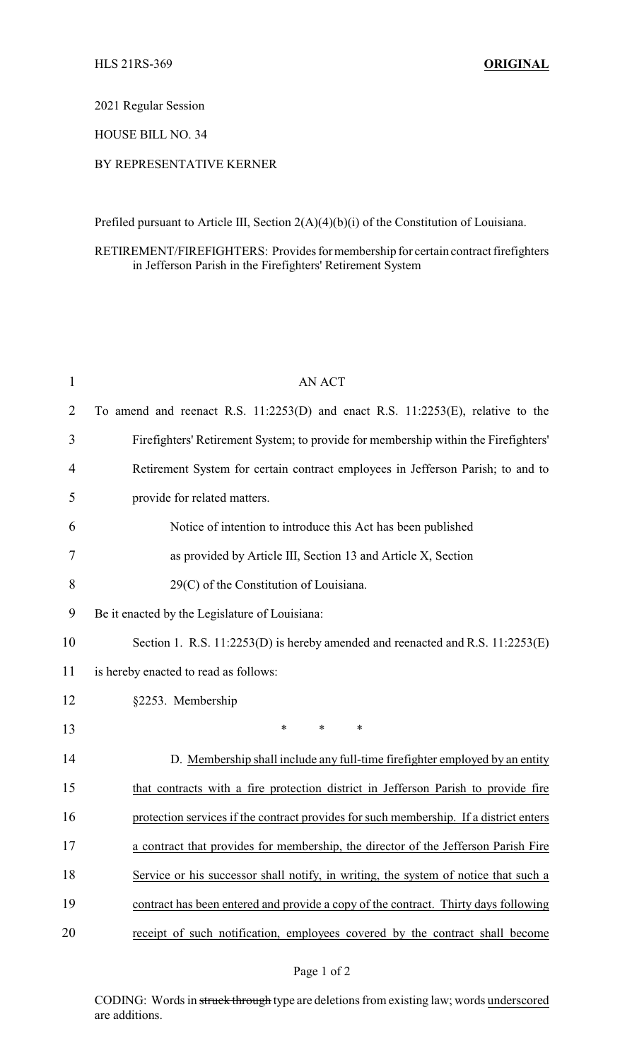HLS 21RS-369 **ORIGINAL**

2021 Regular Session

HOUSE BILL NO. 34

BY REPRESENTATIVE KERNER

Prefiled pursuant to Article III, Section 2(A)(4)(b)(i) of the Constitution of Louisiana.

RETIREMENT/FIREFIGHTERS: Provides for membership for certain contract firefighters in Jefferson Parish in the Firefighters' Retirement System

AN ACT

To amend and reenact R.S. 11:2253(D) and enact R.S. 11:2253(E), relative to the Firefighters' Retirement System; to provide for membership within the Firefighters' Retirement System for certain contract employees in Jefferson Parish; to and to provide for related matters.

Notice of intention to introduce this Act has been published as provided by Article III, Section 13 and Article X, Section 29(C) of the Constitution of Louisiana.

Be it enacted by the Legislature of Louisiana:

Section 1. R.S. 11:2253(D) is hereby amended and reenacted and R.S. 11:2253(E) is hereby enacted to read as follows:

§2253. Membership

\* \* \*

D. <u>Membership shall include any full-time firefighter employed by an entity that contracts with a fire protection district in Jefferson Parish to provide fire protection services if the contract provides for such membership. If a district enters a contract that provides for membership, the director of the Jefferson Parish Fire Service or his successor shall notify, in writing, the system of notice that such a contract has been entered and provide a copy of the contract. Thirty days following receipt of such notification, employees covered by the contract shall become</u>

CODING: Words in ~~struck through~~ type are deletions from existing law; words <u>underscored</u> are additions.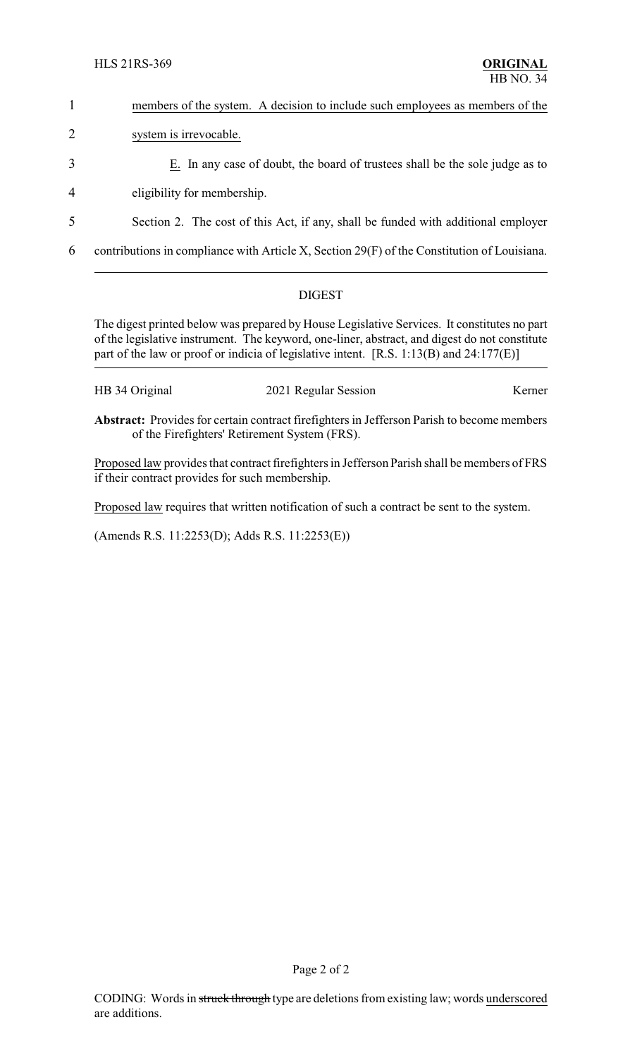1 members of the system. A decision to include such employees as members of the

2 system is irrevocable.

3 E. In any case of doubt, the board of trustees shall be the sole judge as to

4 eligibility for membership.

5 Section 2. The cost of this Act, if any, shall be funded with additional employer

6 contributions in compliance with Article X, Section 29(F) of the Constitution of Louisiana.

## DIGEST

The digest printed below was prepared by House Legislative Services. It constitutes no part of the legislative instrument. The keyword, one-liner, abstract, and digest do not constitute part of the law or proof or indicia of legislative intent. [R.S. 1:13(B) and 24:177(E)]

HB 34 Original 2021 Regular Session Kerner

**Abstract:** Provides for certain contract firefighters in Jefferson Parish to become members of the Firefighters' Retirement System (FRS).

Proposed law provides that contract firefighters in Jefferson Parish shall be members of FRS if their contract provides for such membership.

Proposed law requires that written notification of such a contract be sent to the system.

(Amends R.S. 11:2253(D); Adds R.S. 11:2253(E))

CODING: Words in ~~struck through~~ type are deletions from existing law; words underscored are additions.